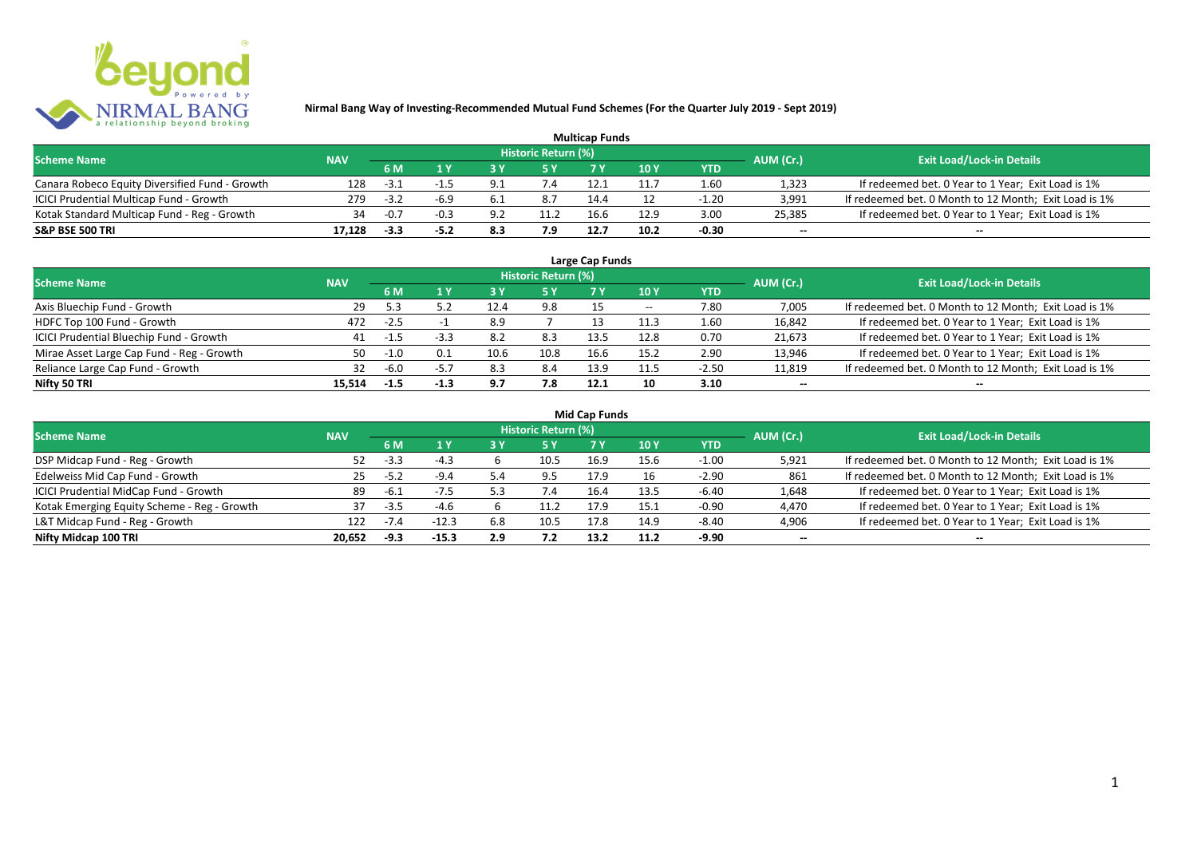**Nirmal Bang Way of Investing-Recommended Mutual Fund Schemes (For the Quarter July 2019 - Sept 2019)**

## Multicap Funds

| Scheme Name | NAV | Historic Return (%) | | | | | | | AUM (Cr.) | Exit Load/Lock-in Details |
|---|---|---|---|---|---|---|---|---|---|---|
| | | 6 M | 1 Y | 3 Y | 5 Y | 7 Y | 10 Y | YTD | | |
| Canara Robeco Equity Diversified Fund - Growth | 128 | -3.1 | -1.5 | 9.1 | 7.4 | 12.1 | 11.7 | 1.60 | 1,323 | If redeemed bet. 0 Year to 1 Year; Exit Load is 1% |
| ICICI Prudential Multicap Fund - Growth | 279 | -3.2 | -6.9 | 6.1 | 8.7 | 14.4 | 12 | -1.20 | 3,991 | If redeemed bet. 0 Month to 12 Month; Exit Load is 1% |
| Kotak Standard Multicap Fund - Reg - Growth | 34 | -0.7 | -0.3 | 9.2 | 11.2 | 16.6 | 12.9 | 3.00 | 25,385 | If redeemed bet. 0 Year to 1 Year; Exit Load is 1% |
| **S&P BSE 500 TRI** | **17,128** | **-3.3** | **-5.2** | **8.3** | **7.9** | **12.7** | **10.2** | **-0.30** | **--** | **--** |

## Large Cap Funds

| Scheme Name | NAV | Historic Return (%) | | | | | | | AUM (Cr.) | Exit Load/Lock-in Details |
|---|---|---|---|---|---|---|---|---|---|---|
| | | 6 M | 1 Y | 3 Y | 5 Y | 7 Y | 10 Y | YTD | | |
| Axis Bluechip Fund - Growth | 29 | 5.3 | 5.2 | 12.4 | 9.8 | 15 | -- | 7.80 | 7,005 | If redeemed bet. 0 Month to 12 Month; Exit Load is 1% |
| HDFC Top 100 Fund - Growth | 472 | -2.5 | -1 | 8.9 | 7 | 13 | 11.3 | 1.60 | 16,842 | If redeemed bet. 0 Year to 1 Year; Exit Load is 1% |
| ICICI Prudential Bluechip Fund - Growth | 41 | -1.5 | -3.3 | 8.2 | 8.3 | 13.5 | 12.8 | 0.70 | 21,673 | If redeemed bet. 0 Year to 1 Year; Exit Load is 1% |
| Mirae Asset Large Cap Fund - Reg - Growth | 50 | -1.0 | 0.1 | 10.6 | 10.8 | 16.6 | 15.2 | 2.90 | 13,946 | If redeemed bet. 0 Year to 1 Year; Exit Load is 1% |
| Reliance Large Cap Fund - Growth | 32 | -6.0 | -5.7 | 8.3 | 8.4 | 13.9 | 11.5 | -2.50 | 11,819 | If redeemed bet. 0 Month to 12 Month; Exit Load is 1% |
| **Nifty 50 TRI** | **15,514** | **-1.5** | **-1.3** | **9.7** | **7.8** | **12.1** | **10** | **3.10** | **--** | **--** |

## Mid Cap Funds

| Scheme Name | NAV | Historic Return (%) | | | | | | | AUM (Cr.) | Exit Load/Lock-in Details |
|---|---|---|---|---|---|---|---|---|---|---|
| | | 6 M | 1 Y | 3 Y | 5 Y | 7 Y | 10 Y | YTD | | |
| DSP Midcap Fund - Reg - Growth | 52 | -3.3 | -4.3 | 6 | 10.5 | 16.9 | 15.6 | -1.00 | 5,921 | If redeemed bet. 0 Month to 12 Month; Exit Load is 1% |
| Edelweiss Mid Cap Fund - Growth | 25 | -5.2 | -9.4 | 5.4 | 9.5 | 17.9 | 16 | -2.90 | 861 | If redeemed bet. 0 Month to 12 Month; Exit Load is 1% |
| ICICI Prudential MidCap Fund - Growth | 89 | -6.1 | -7.5 | 5.3 | 7.4 | 16.4 | 13.5 | -6.40 | 1,648 | If redeemed bet. 0 Year to 1 Year; Exit Load is 1% |
| Kotak Emerging Equity Scheme - Reg - Growth | 37 | -3.5 | -4.6 | 6 | 11.2 | 17.9 | 15.1 | -0.90 | 4,470 | If redeemed bet. 0 Year to 1 Year; Exit Load is 1% |
| L&T Midcap Fund - Reg - Growth | 122 | -7.4 | -12.3 | 6.8 | 10.5 | 17.8 | 14.9 | -8.40 | 4,906 | If redeemed bet. 0 Year to 1 Year; Exit Load is 1% |
| **Nifty Midcap 100 TRI** | **20,652** | **-9.3** | **-15.3** | **2.9** | **7.2** | **13.2** | **11.2** | **-9.90** | **--** | **--** |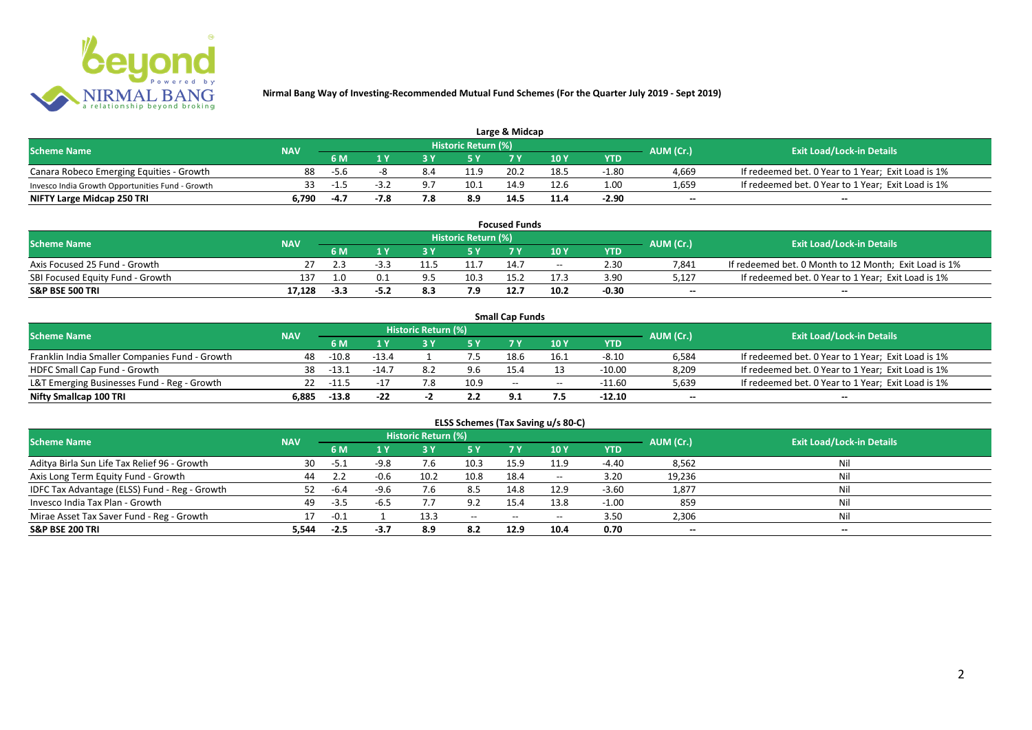## Nirmal Bang Way of Investing-Recommended Mutual Fund Schemes (For the Quarter July 2019 - Sept 2019)

### Large & Midcap

| Scheme Name | NAV | Historic Return (%) | | | | | | | AUM (Cr.) | Exit Load/Lock-in Details |
|---|---|---|---|---|---|---|---|---|---|---|
| | | 6 M | 1 Y | 3 Y | 5 Y | 7 Y | 10 Y | YTD | | |
| Canara Robeco Emerging Equities - Growth | 88 | -5.6 | -8 | 8.4 | 11.9 | 20.2 | 18.5 | -1.80 | 4,669 | If redeemed bet. 0 Year to 1 Year; Exit Load is 1% |
| Invesco India Growth Opportunities Fund - Growth | 33 | -1.5 | -3.2 | 9.7 | 10.1 | 14.9 | 12.6 | 1.00 | 1,659 | If redeemed bet. 0 Year to 1 Year; Exit Load is 1% |
| **NIFTY Large Midcap 250 TRI** | **6,790** | **-4.7** | **-7.8** | **7.8** | **8.9** | **14.5** | **11.4** | **-2.90** | **--** | **--** |

### Focused Funds

| Scheme Name | NAV | Historic Return (%) | | | | | | | AUM (Cr.) | Exit Load/Lock-in Details |
|---|---|---|---|---|---|---|---|---|---|---|
| | | 6 M | 1 Y | 3 Y | 5 Y | 7 Y | 10 Y | YTD | | |
| Axis Focused 25 Fund - Growth | 27 | 2.3 | -3.3 | 11.5 | 11.7 | 14.7 | -- | 2.30 | 7,841 | If redeemed bet. 0 Month to 12 Month; Exit Load is 1% |
| SBI Focused Equity Fund - Growth | 137 | 1.0 | 0.1 | 9.5 | 10.3 | 15.2 | 17.3 | 3.90 | 5,127 | If redeemed bet. 0 Year to 1 Year; Exit Load is 1% |
| **S&P BSE 500 TRI** | **17,128** | **-3.3** | **-5.2** | **8.3** | **7.9** | **12.7** | **10.2** | **-0.30** | **--** | **--** |

### Small Cap Funds

| Scheme Name | NAV | Historic Return (%) | | | | | | | AUM (Cr.) | Exit Load/Lock-in Details |
|---|---|---|---|---|---|---|---|---|---|---|
| | | 6 M | 1 Y | 3 Y | 5 Y | 7 Y | 10 Y | YTD | | |
| Franklin India Smaller Companies Fund - Growth | 48 | -10.8 | -13.4 | 1 | 7.5 | 18.6 | 16.1 | -8.10 | 6,584 | If redeemed bet. 0 Year to 1 Year; Exit Load is 1% |
| HDFC Small Cap Fund - Growth | 38 | -13.1 | -14.7 | 8.2 | 9.6 | 15.4 | 13 | -10.00 | 8,209 | If redeemed bet. 0 Year to 1 Year; Exit Load is 1% |
| L&T Emerging Businesses Fund - Reg - Growth | 22 | -11.5 | -17 | 7.8 | 10.9 | -- | -- | -11.60 | 5,639 | If redeemed bet. 0 Year to 1 Year; Exit Load is 1% |
| **Nifty Smallcap 100 TRI** | **6,885** | **-13.8** | **-22** | **-2** | **2.2** | **9.1** | **7.5** | **-12.10** | **--** | **--** |

### ELSS Schemes (Tax Saving u/s 80-C)

| Scheme Name | NAV | Historic Return (%) | | | | | | | AUM (Cr.) | Exit Load/Lock-in Details |
|---|---|---|---|---|---|---|---|---|---|---|
| | | 6 M | 1 Y | 3 Y | 5 Y | 7 Y | 10 Y | YTD | | |
| Aditya Birla Sun Life Tax Relief 96 - Growth | 30 | -5.1 | -9.8 | 7.6 | 10.3 | 15.9 | 11.9 | -4.40 | 8,562 | Nil |
| Axis Long Term Equity Fund - Growth | 44 | 2.2 | -0.6 | 10.2 | 10.8 | 18.4 | -- | 3.20 | 19,236 | Nil |
| IDFC Tax Advantage (ELSS) Fund - Reg - Growth | 52 | -6.4 | -9.6 | 7.6 | 8.5 | 14.8 | 12.9 | -3.60 | 1,877 | Nil |
| Invesco India Tax Plan - Growth | 49 | -3.5 | -6.5 | 7.7 | 9.2 | 15.4 | 13.8 | -1.00 | 859 | Nil |
| Mirae Asset Tax Saver Fund - Reg - Growth | 17 | -0.1 | 1 | 13.3 | -- | -- | -- | 3.50 | 2,306 | Nil |
| **S&P BSE 200 TRI** | **5,544** | **-2.5** | **-3.7** | **8.9** | **8.2** | **12.9** | **10.4** | **0.70** | **--** | **--** |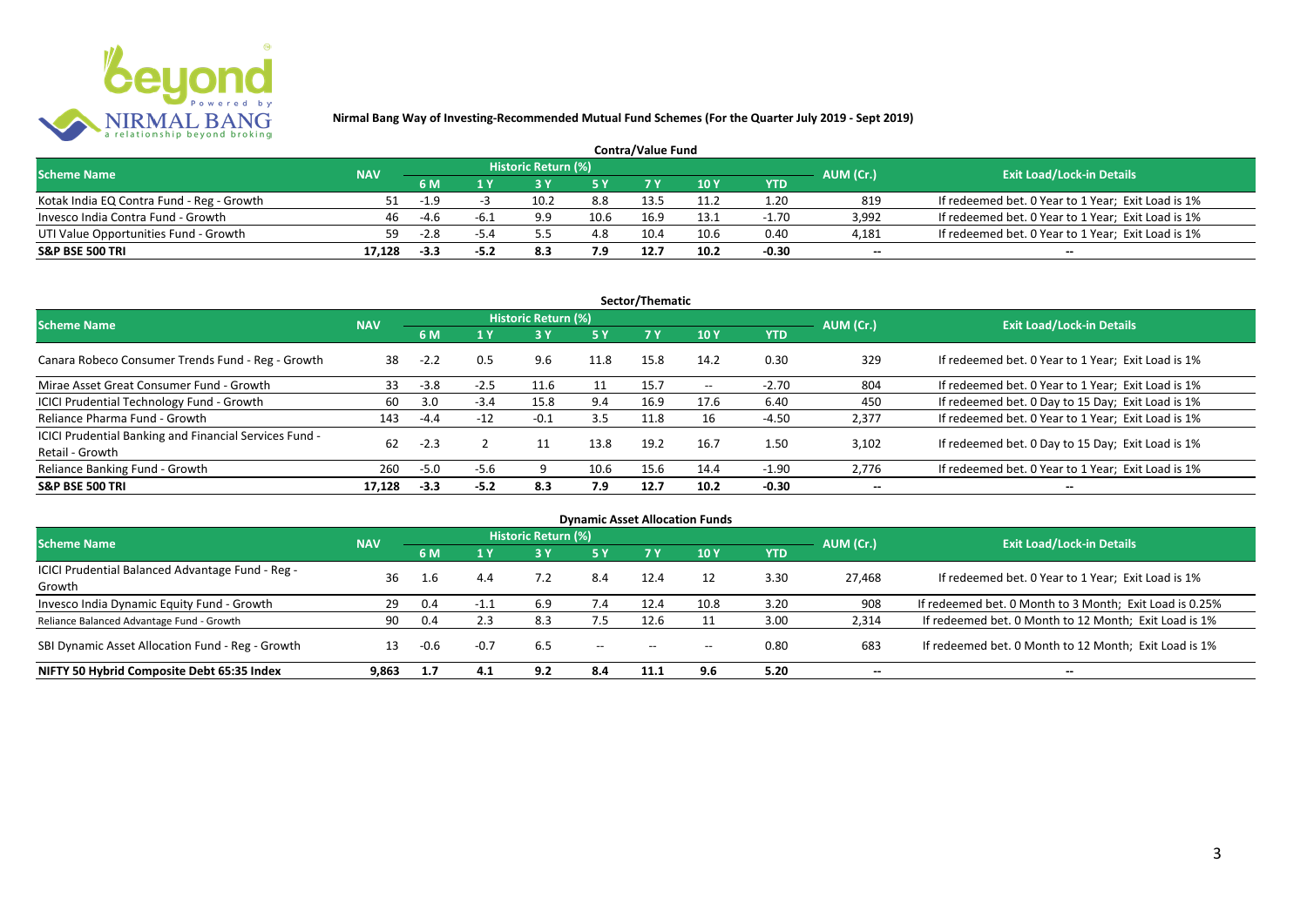**Nirmal Bang Way of Investing-Recommended Mutual Fund Schemes (For the Quarter July 2019 - Sept 2019)**

### Contra/Value Fund

| Scheme Name | NAV | Historic Return (%) | | | | | | | AUM (Cr.) | Exit Load/Lock-in Details |
|---|---|---|---|---|---|---|---|---|---|---|
| | | 6 M | 1 Y | 3 Y | 5 Y | 7 Y | 10 Y | YTD | | |
| Kotak India EQ Contra Fund - Reg - Growth | 51 | -1.9 | -3 | 10.2 | 8.8 | 13.5 | 11.2 | 1.20 | 819 | If redeemed bet. 0 Year to 1 Year; Exit Load is 1% |
| Invesco India Contra Fund - Growth | 46 | -4.6 | -6.1 | 9.9 | 10.6 | 16.9 | 13.1 | -1.70 | 3,992 | If redeemed bet. 0 Year to 1 Year; Exit Load is 1% |
| UTI Value Opportunities Fund - Growth | 59 | -2.8 | -5.4 | 5.5 | 4.8 | 10.4 | 10.6 | 0.40 | 4,181 | If redeemed bet. 0 Year to 1 Year; Exit Load is 1% |
| **S&P BSE 500 TRI** | **17,128** | **-3.3** | **-5.2** | **8.3** | **7.9** | **12.7** | **10.2** | **-0.30** | **--** | **--** |

### Sector/Thematic

| Scheme Name | NAV | Historic Return (%) | | | | | | | AUM (Cr.) | Exit Load/Lock-in Details |
|---|---|---|---|---|---|---|---|---|---|---|
| | | 6 M | 1 Y | 3 Y | 5 Y | 7 Y | 10 Y | YTD | | |
| Canara Robeco Consumer Trends Fund - Reg - Growth | 38 | -2.2 | 0.5 | 9.6 | 11.8 | 15.8 | 14.2 | 0.30 | 329 | If redeemed bet. 0 Year to 1 Year; Exit Load is 1% |
| Mirae Asset Great Consumer Fund - Growth | 33 | -3.8 | -2.5 | 11.6 | 11 | 15.7 | -- | -2.70 | 804 | If redeemed bet. 0 Year to 1 Year; Exit Load is 1% |
| ICICI Prudential Technology Fund - Growth | 60 | 3.0 | -3.4 | 15.8 | 9.4 | 16.9 | 17.6 | 6.40 | 450 | If redeemed bet. 0 Day to 15 Day; Exit Load is 1% |
| Reliance Pharma Fund - Growth | 143 | -4.4 | -12 | -0.1 | 3.5 | 11.8 | 16 | -4.50 | 2,377 | If redeemed bet. 0 Year to 1 Year; Exit Load is 1% |
| ICICI Prudential Banking and Financial Services Fund - Retail - Growth | 62 | -2.3 | 2 | 11 | 13.8 | 19.2 | 16.7 | 1.50 | 3,102 | If redeemed bet. 0 Day to 15 Day; Exit Load is 1% |
| Reliance Banking Fund - Growth | 260 | -5.0 | -5.6 | 9 | 10.6 | 15.6 | 14.4 | -1.90 | 2,776 | If redeemed bet. 0 Year to 1 Year; Exit Load is 1% |
| **S&P BSE 500 TRI** | **17,128** | **-3.3** | **-5.2** | **8.3** | **7.9** | **12.7** | **10.2** | **-0.30** | **--** | **--** |

### Dynamic Asset Allocation Funds

| Scheme Name | NAV | Historic Return (%) | | | | | | | AUM (Cr.) | Exit Load/Lock-in Details |
|---|---|---|---|---|---|---|---|---|---|---|
| | | 6 M | 1 Y | 3 Y | 5 Y | 7 Y | 10 Y | YTD | | |
| ICICI Prudential Balanced Advantage Fund - Reg - Growth | 36 | 1.6 | 4.4 | 7.2 | 8.4 | 12.4 | 12 | 3.30 | 27,468 | If redeemed bet. 0 Year to 1 Year; Exit Load is 1% |
| Invesco India Dynamic Equity Fund - Growth | 29 | 0.4 | -1.1 | 6.9 | 7.4 | 12.4 | 10.8 | 3.20 | 908 | If redeemed bet. 0 Month to 3 Month; Exit Load is 0.25% |
| Reliance Balanced Advantage Fund - Growth | 90 | 0.4 | 2.3 | 8.3 | 7.5 | 12.6 | 11 | 3.00 | 2,314 | If redeemed bet. 0 Month to 12 Month; Exit Load is 1% |
| SBI Dynamic Asset Allocation Fund - Reg - Growth | 13 | -0.6 | -0.7 | 6.5 | -- | -- | -- | 0.80 | 683 | If redeemed bet. 0 Month to 12 Month; Exit Load is 1% |
| **NIFTY 50 Hybrid Composite Debt 65:35 Index** | **9,863** | **1.7** | **4.1** | **9.2** | **8.4** | **11.1** | **9.6** | **5.20** | **--** | **--** |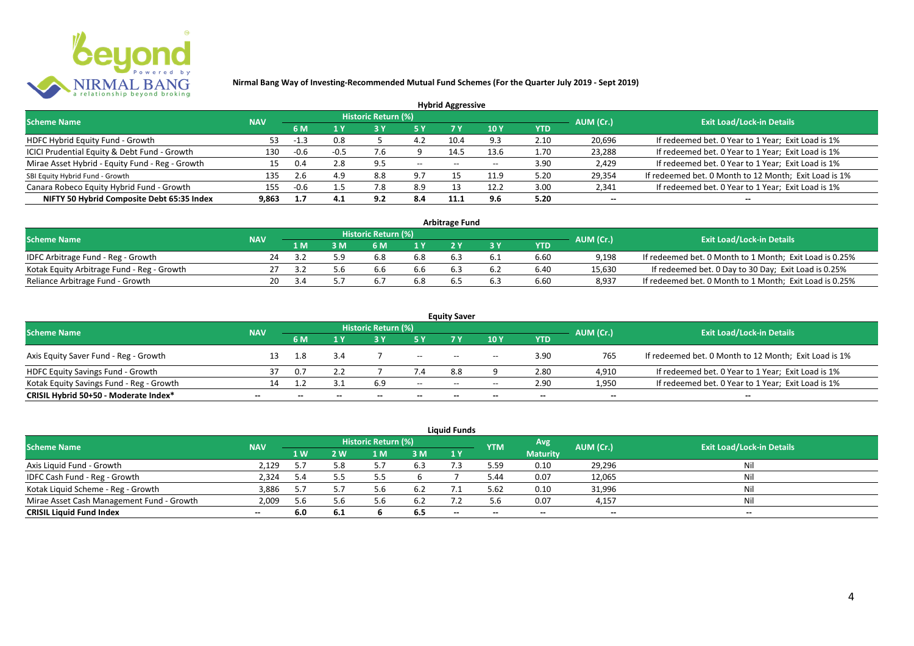**Nirmal Bang Way of Investing-Recommended Mutual Fund Schemes (For the Quarter July 2019 - Sept 2019)**

## Hybrid Aggressive

| Scheme Name | NAV | Historic Return (%) | | | | | | | AUM (Cr.) | Exit Load/Lock-in Details |
|---|---|---|---|---|---|---|---|---|---|---|
| | | 6 M | 1 Y | 3 Y | 5 Y | 7 Y | 10 Y | YTD | | |
| HDFC Hybrid Equity Fund - Growth | 53 | -1.3 | 0.8 | 5 | 4.2 | 10.4 | 9.3 | 2.10 | 20,696 | If redeemed bet. 0 Year to 1 Year; Exit Load is 1% |
| ICICI Prudential Equity & Debt Fund - Growth | 130 | -0.6 | -0.5 | 7.6 | 9 | 14.5 | 13.6 | 1.70 | 23,288 | If redeemed bet. 0 Year to 1 Year; Exit Load is 1% |
| Mirae Asset Hybrid - Equity Fund - Reg - Growth | 15 | 0.4 | 2.8 | 9.5 | -- | -- | -- | 3.90 | 2,429 | If redeemed bet. 0 Year to 1 Year; Exit Load is 1% |
| SBI Equity Hybrid Fund - Growth | 135 | 2.6 | 4.9 | 8.8 | 9.7 | 15 | 11.9 | 5.20 | 29,354 | If redeemed bet. 0 Month to 12 Month; Exit Load is 1% |
| Canara Robeco Equity Hybrid Fund - Growth | 155 | -0.6 | 1.5 | 7.8 | 8.9 | 13 | 12.2 | 3.00 | 2,341 | If redeemed bet. 0 Year to 1 Year; Exit Load is 1% |
| **NIFTY 50 Hybrid Composite Debt 65:35 Index** | **9,863** | **1.7** | **4.1** | **9.2** | **8.4** | **11.1** | **9.6** | **5.20** | **--** | **--** |

## Arbitrage Fund

| Scheme Name | NAV | Historic Return (%) | | | | | | | AUM (Cr.) | Exit Load/Lock-in Details |
|---|---|---|---|---|---|---|---|---|---|---|
| | | 1 M | 3 M | 6 M | 1 Y | 2 Y | 3 Y | YTD | | |
| IDFC Arbitrage Fund - Reg - Growth | 24 | 3.2 | 5.9 | 6.8 | 6.8 | 6.3 | 6.1 | 6.60 | 9,198 | If redeemed bet. 0 Month to 1 Month; Exit Load is 0.25% |
| Kotak Equity Arbitrage Fund - Reg - Growth | 27 | 3.2 | 5.6 | 6.6 | 6.6 | 6.3 | 6.2 | 6.40 | 15,630 | If redeemed bet. 0 Day to 30 Day; Exit Load is 0.25% |
| Reliance Arbitrage Fund - Growth | 20 | 3.4 | 5.7 | 6.7 | 6.8 | 6.5 | 6.3 | 6.60 | 8,937 | If redeemed bet. 0 Month to 1 Month; Exit Load is 0.25% |

## Equity Saver

| Scheme Name | NAV | Historic Return (%) | | | | | | | AUM (Cr.) | Exit Load/Lock-in Details |
|---|---|---|---|---|---|---|---|---|---|---|
| | | 6 M | 1 Y | 3 Y | 5 Y | 7 Y | 10 Y | YTD | | |
| Axis Equity Saver Fund - Reg - Growth | 13 | 1.8 | 3.4 | 7 | -- | -- | -- | 3.90 | 765 | If redeemed bet. 0 Month to 12 Month; Exit Load is 1% |
| HDFC Equity Savings Fund - Growth | 37 | 0.7 | 2.2 | 7 | 7.4 | 8.8 | 9 | 2.80 | 4,910 | If redeemed bet. 0 Year to 1 Year; Exit Load is 1% |
| Kotak Equity Savings Fund - Reg - Growth | 14 | 1.2 | 3.1 | 6.9 | -- | -- | -- | 2.90 | 1,950 | If redeemed bet. 0 Year to 1 Year; Exit Load is 1% |
| **CRISIL Hybrid 50+50 - Moderate Index*** | **--** | **--** | **--** | **--** | **--** | **--** | **--** | **--** | **--** | **--** |

## Liquid Funds

| Scheme Name | NAV | Historic Return (%) | | | | | YTM | Avg Maturity | AUM (Cr.) | Exit Load/Lock-in Details |
|---|---|---|---|---|---|---|---|---|---|---|
| | | 1 W | 2 W | 1 M | 3 M | 1 Y | | | | |
| Axis Liquid Fund - Growth | 2,129 | 5.7 | 5.8 | 5.7 | 6.3 | 7.3 | 5.59 | 0.10 | 29,296 | Nil |
| IDFC Cash Fund - Reg - Growth | 2,324 | 5.4 | 5.5 | 5.5 | 6 | 7 | 5.44 | 0.07 | 12,065 | Nil |
| Kotak Liquid Scheme - Reg - Growth | 3,886 | 5.7 | 5.7 | 5.6 | 6.2 | 7.1 | 5.62 | 0.10 | 31,996 | Nil |
| Mirae Asset Cash Management Fund - Growth | 2,009 | 5.6 | 5.6 | 5.6 | 6.2 | 7.2 | 5.6 | 0.07 | 4,157 | Nil |
| **CRISIL Liquid Fund Index** | **--** | **6.0** | **6.1** | **6** | **6.5** | **--** | **--** | **--** | **--** | **--** |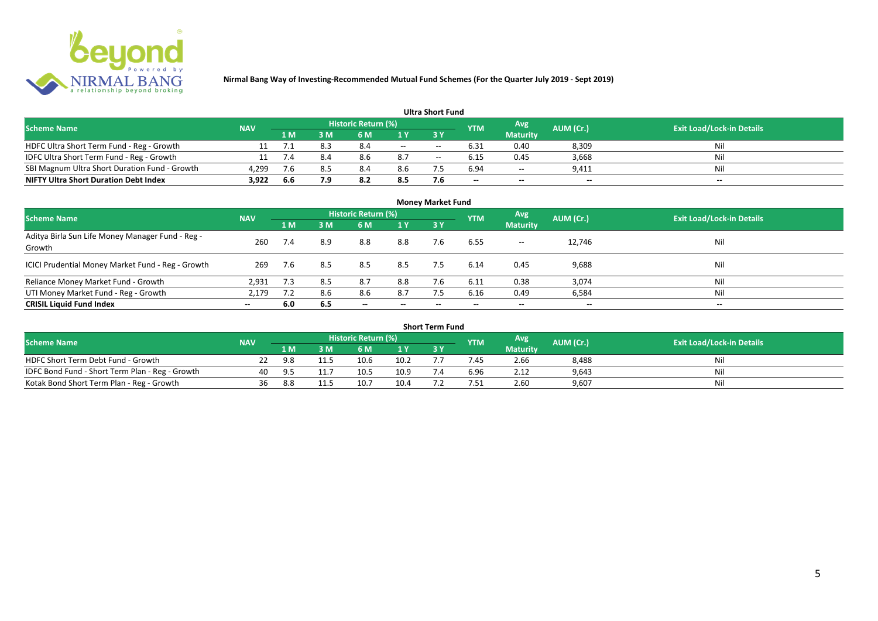**Nirmal Bang Way of Investing-Recommended Mutual Fund Schemes (For the Quarter July 2019 - Sept 2019)**

## Ultra Short Fund

| Scheme Name | NAV | Historic Return (%) | | | | | YTM | Avg Maturity | AUM (Cr.) | Exit Load/Lock-in Details |
|---|---|---|---|---|---|---|---|---|---|---|
| | | 1 M | 3 M | 6 M | 1 Y | 3 Y | | | | |
| HDFC Ultra Short Term Fund - Reg - Growth | 11 | 7.1 | 8.3 | 8.4 | -- | -- | 6.31 | 0.40 | 8,309 | Nil |
| IDFC Ultra Short Term Fund - Reg - Growth | 11 | 7.4 | 8.4 | 8.6 | 8.7 | -- | 6.15 | 0.45 | 3,668 | Nil |
| SBI Magnum Ultra Short Duration Fund - Growth | 4,299 | 7.6 | 8.5 | 8.4 | 8.6 | 7.5 | 6.94 | -- | 9,411 | Nil |
| **NIFTY Ultra Short Duration Debt Index** | **3,922** | **6.6** | **7.9** | **8.2** | **8.5** | **7.6** | **--** | **--** | **--** | **--** |

## Money Market Fund

| Scheme Name | NAV | Historic Return (%) | | | | | YTM | Avg Maturity | AUM (Cr.) | Exit Load/Lock-in Details |
|---|---|---|---|---|---|---|---|---|---|---|
| | | 1 M | 3 M | 6 M | 1 Y | 3 Y | | | | |
| Aditya Birla Sun Life Money Manager Fund - Reg - Growth | 260 | 7.4 | 8.9 | 8.8 | 8.8 | 7.6 | 6.55 | -- | 12,746 | Nil |
| ICICI Prudential Money Market Fund - Reg - Growth | 269 | 7.6 | 8.5 | 8.5 | 8.5 | 7.5 | 6.14 | 0.45 | 9,688 | Nil |
| Reliance Money Market Fund - Growth | 2,931 | 7.3 | 8.5 | 8.7 | 8.8 | 7.6 | 6.11 | 0.38 | 3,074 | Nil |
| UTI Money Market Fund - Reg - Growth | 2,179 | 7.2 | 8.6 | 8.6 | 8.7 | 7.5 | 6.16 | 0.49 | 6,584 | Nil |
| **CRISIL Liquid Fund Index** | **--** | **6.0** | **6.5** | **--** | **--** | **--** | **--** | **--** | **--** | **--** |

## Short Term Fund

| Scheme Name | NAV | Historic Return (%) | | | | | YTM | Avg Maturity | AUM (Cr.) | Exit Load/Lock-in Details |
|---|---|---|---|---|---|---|---|---|---|---|
| | | 1 M | 3 M | 6 M | 1 Y | 3 Y | | | | |
| HDFC Short Term Debt Fund - Growth | 22 | 9.8 | 11.5 | 10.6 | 10.2 | 7.7 | 7.45 | 2.66 | 8,488 | Nil |
| IDFC Bond Fund - Short Term Plan - Reg - Growth | 40 | 9.5 | 11.7 | 10.5 | 10.9 | 7.4 | 6.96 | 2.12 | 9,643 | Nil |
| Kotak Bond Short Term Plan - Reg - Growth | 36 | 8.8 | 11.5 | 10.7 | 10.4 | 7.2 | 7.51 | 2.60 | 9,607 | Nil |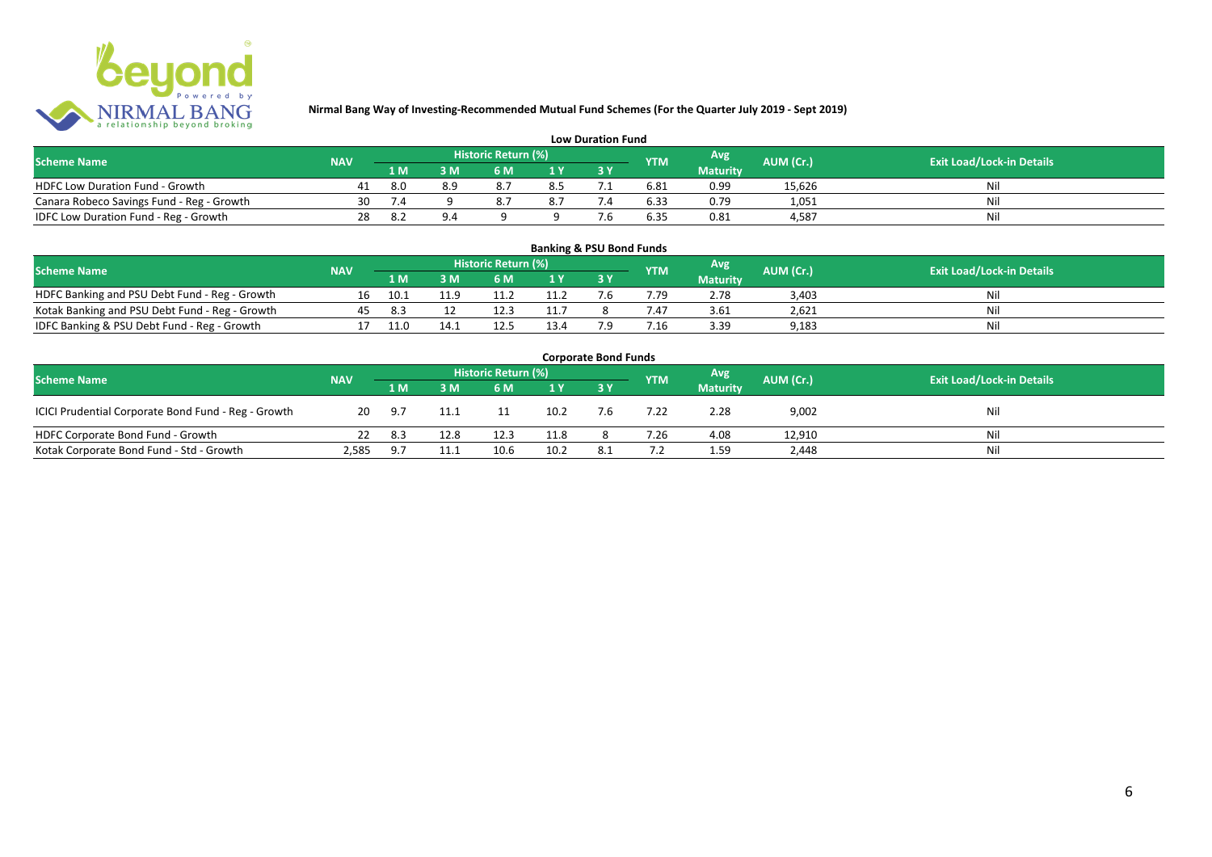**Nirmal Bang Way of Investing-Recommended Mutual Fund Schemes (For the Quarter July 2019 - Sept 2019)**

## Low Duration Fund

| Scheme Name | NAV | Historic Return (%) | | | | | YTM | Avg Maturity | AUM (Cr.) | Exit Load/Lock-in Details |
|---|---|---|---|---|---|---|---|---|---|---|
| | | 1 M | 3 M | 6 M | 1 Y | 3 Y | | | | |
| HDFC Low Duration Fund - Growth | 41 | 8.0 | 8.9 | 8.7 | 8.5 | 7.1 | 6.81 | 0.99 | 15,626 | Nil |
| Canara Robeco Savings Fund - Reg - Growth | 30 | 7.4 | 9 | 8.7 | 8.7 | 7.4 | 6.33 | 0.79 | 1,051 | Nil |
| IDFC Low Duration Fund - Reg - Growth | 28 | 8.2 | 9.4 | 9 | 9 | 7.6 | 6.35 | 0.81 | 4,587 | Nil |

## Banking & PSU Bond Funds

| Scheme Name | NAV | Historic Return (%) | | | | | YTM | Avg Maturity | AUM (Cr.) | Exit Load/Lock-in Details |
|---|---|---|---|---|---|---|---|---|---|---|
| | | 1 M | 3 M | 6 M | 1 Y | 3 Y | | | | |
| HDFC Banking and PSU Debt Fund - Reg - Growth | 16 | 10.1 | 11.9 | 11.2 | 11.2 | 7.6 | 7.79 | 2.78 | 3,403 | Nil |
| Kotak Banking and PSU Debt Fund - Reg - Growth | 45 | 8.3 | 12 | 12.3 | 11.7 | 8 | 7.47 | 3.61 | 2,621 | Nil |
| IDFC Banking & PSU Debt Fund - Reg - Growth | 17 | 11.0 | 14.1 | 12.5 | 13.4 | 7.9 | 7.16 | 3.39 | 9,183 | Nil |

## Corporate Bond Funds

| Scheme Name | NAV | Historic Return (%) | | | | | YTM | Avg Maturity | AUM (Cr.) | Exit Load/Lock-in Details |
|---|---|---|---|---|---|---|---|---|---|---|
| | | 1 M | 3 M | 6 M | 1 Y | 3 Y | | | | |
| ICICI Prudential Corporate Bond Fund - Reg - Growth | 20 | 9.7 | 11.1 | 11 | 10.2 | 7.6 | 7.22 | 2.28 | 9,002 | Nil |
| HDFC Corporate Bond Fund - Growth | 22 | 8.3 | 12.8 | 12.3 | 11.8 | 8 | 7.26 | 4.08 | 12,910 | Nil |
| Kotak Corporate Bond Fund - Std - Growth | 2,585 | 9.7 | 11.1 | 10.6 | 10.2 | 8.1 | 7.2 | 1.59 | 2,448 | Nil |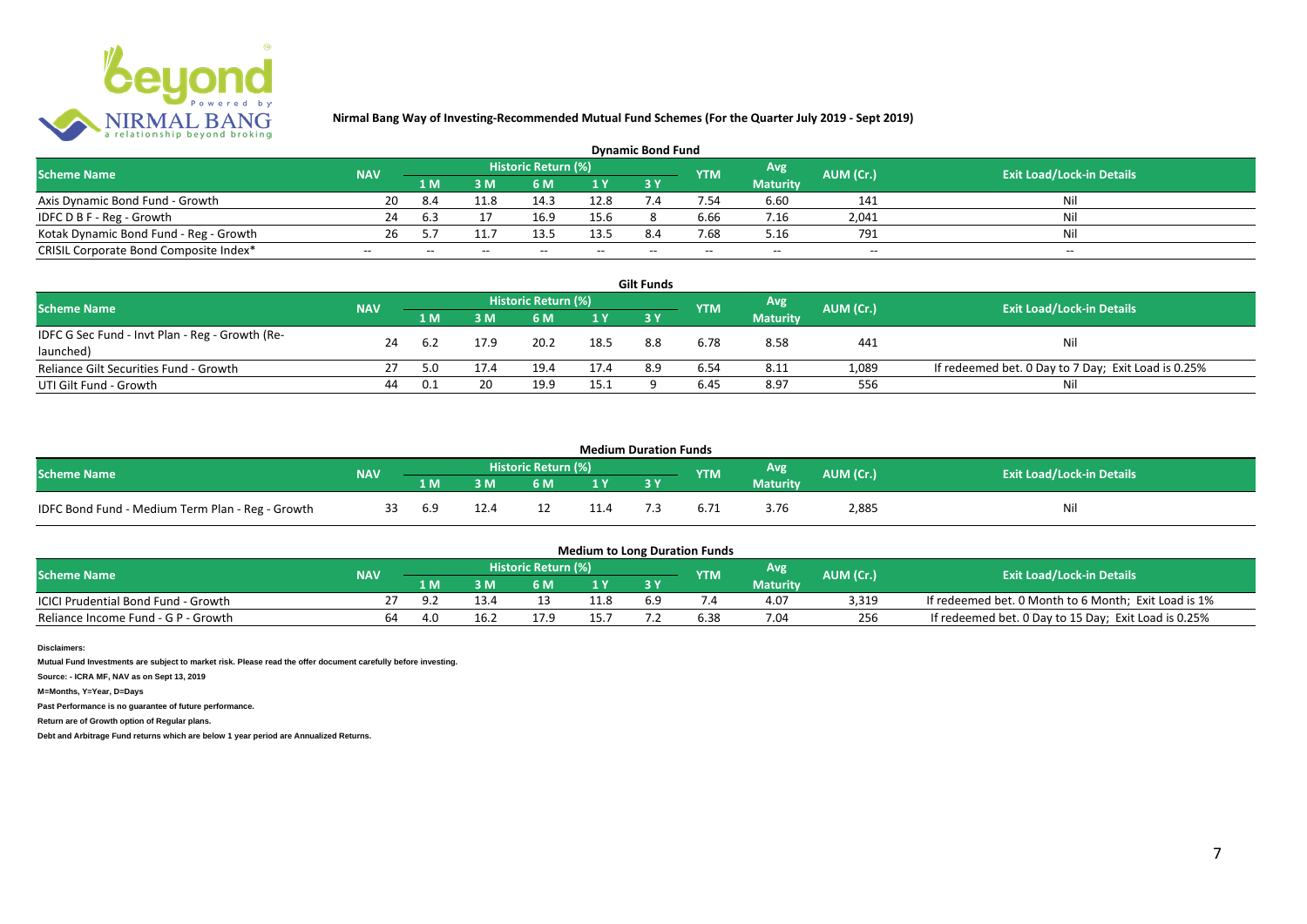**Nirmal Bang Way of Investing-Recommended Mutual Fund Schemes (For the Quarter July 2019 - Sept 2019)**

**Dynamic Bond Fund**

| Scheme Name | NAV | Historic Return (%) | | | | | YTM | Avg Maturity | AUM (Cr.) | Exit Load/Lock-in Details |
|---|---|---|---|---|---|---|---|---|---|---|
| | | 1 M | 3 M | 6 M | 1 Y | 3 Y | | | | |
| Axis Dynamic Bond Fund - Growth | 20 | 8.4 | 11.8 | 14.3 | 12.8 | 7.4 | 7.54 | 6.60 | 141 | Nil |
| IDFC D B F - Reg - Growth | 24 | 6.3 | 17 | 16.9 | 15.6 | 8 | 6.66 | 7.16 | 2,041 | Nil |
| Kotak Dynamic Bond Fund - Reg - Growth | 26 | 5.7 | 11.7 | 13.5 | 13.5 | 8.4 | 7.68 | 5.16 | 791 | Nil |
| CRISIL Corporate Bond Composite Index* | -- | -- | -- | -- | -- | -- | -- | -- | -- | -- |

**Gilt Funds**

| Scheme Name | NAV | Historic Return (%) | | | | | YTM | Avg Maturity | AUM (Cr.) | Exit Load/Lock-in Details |
|---|---|---|---|---|---|---|---|---|---|---|
| | | 1 M | 3 M | 6 M | 1 Y | 3 Y | | | | |
| IDFC G Sec Fund - Invt Plan - Reg - Growth (Re-launched) | 24 | 6.2 | 17.9 | 20.2 | 18.5 | 8.8 | 6.78 | 8.58 | 441 | Nil |
| Reliance Gilt Securities Fund - Growth | 27 | 5.0 | 17.4 | 19.4 | 17.4 | 8.9 | 6.54 | 8.11 | 1,089 | If redeemed bet. 0 Day to 7 Day; Exit Load is 0.25% |
| UTI Gilt Fund - Growth | 44 | 0.1 | 20 | 19.9 | 15.1 | 9 | 6.45 | 8.97 | 556 | Nil |

**Medium Duration Funds**

| Scheme Name | NAV | Historic Return (%) | | | | | YTM | Avg Maturity | AUM (Cr.) | Exit Load/Lock-in Details |
|---|---|---|---|---|---|---|---|---|---|---|
| | | 1 M | 3 M | 6 M | 1 Y | 3 Y | | | | |
| IDFC Bond Fund - Medium Term Plan - Reg - Growth | 33 | 6.9 | 12.4 | 12 | 11.4 | 7.3 | 6.71 | 3.76 | 2,885 | Nil |

**Medium to Long Duration Funds**

| Scheme Name | NAV | Historic Return (%) | | | | | YTM | Avg Maturity | AUM (Cr.) | Exit Load/Lock-in Details |
|---|---|---|---|---|---|---|---|---|---|---|
| | | 1 M | 3 M | 6 M | 1 Y | 3 Y | | | | |
| ICICI Prudential Bond Fund - Growth | 27 | 9.2 | 13.4 | 13 | 11.8 | 6.9 | 7.4 | 4.07 | 3,319 | If redeemed bet. 0 Month to 6 Month; Exit Load is 1% |
| Reliance Income Fund - G P - Growth | 64 | 4.0 | 16.2 | 17.9 | 15.7 | 7.2 | 6.38 | 7.04 | 256 | If redeemed bet. 0 Day to 15 Day; Exit Load is 0.25% |

**Disclaimers:**

**Mutual Fund Investments are subject to market risk. Please read the offer document carefully before investing.**

**Source: - ICRA MF, NAV as on Sept 13, 2019**

**M=Months, Y=Year, D=Days**

**Past Performance is no guarantee of future performance.**

**Return are of Growth option of Regular plans.**

**Debt and Arbitrage Fund returns which are below 1 year period are Annualized Returns.**